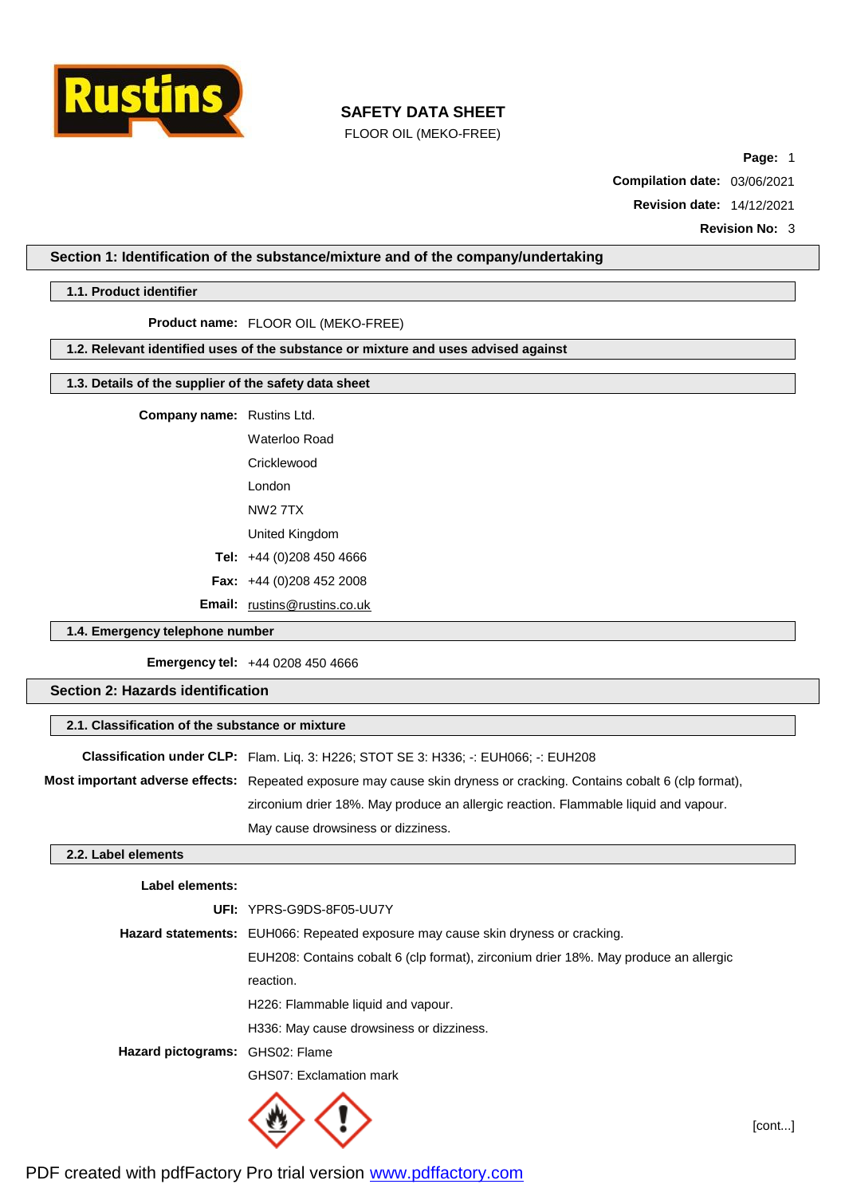# SAFETY DATA SHEET

FLOOR OIL (MEKO-FREE)

**Compilation date:** 03/06/2021

**Revision date:** 14/12/2021

**Revision No:** 3

## Section 1: Identification of the substance/mixture and of the company/undertaking

### 1.1. Product identifier

**Product name:** FLOOR OIL (MEKO-FREE)

### 1.2. Relevant identified uses of the substance or mixture and uses advised against

### 1.3. Details of the supplier of the safety data sheet

**Company name:** Rustins Ltd.

Waterloo Road

Cricklewood

London

NW2 7TX

United Kingdom

**Tel:** +44 (0)208 450 4666

**Fax:** +44 (0)208 452 2008

**Email:** rustins@rustins.co.uk

### 1.4. Emergency telephone number

**Emergency tel:** +44 0208 450 4666

## Section 2: Hazards identification

### 2.1. Classification of the substance or mixture

**Classification under CLP:** Flam. Liq. 3: H226; STOT SE 3: H336; -: EUH066; -: EUH208

**Most important adverse effects:** Repeated exposure may cause skin dryness or cracking. Contains cobalt 6 (clp format), zirconium drier 18%. May produce an allergic reaction. Flammable liquid and vapour. May cause drowsiness or dizziness.

### 2.2. Label elements

**Label elements:**

**UFI:** YPRS-G9DS-8F05-UU7Y

**Hazard statements:** EUH066: Repeated exposure may cause skin dryness or cracking.

EUH208: Contains cobalt 6 (clp format), zirconium drier 18%. May produce an allergic reaction.

H226: Flammable liquid and vapour.

H336: May cause drowsiness or dizziness.

**Hazard pictograms:** GHS02: Flame

GHS07: Exclamation mark

[cont...]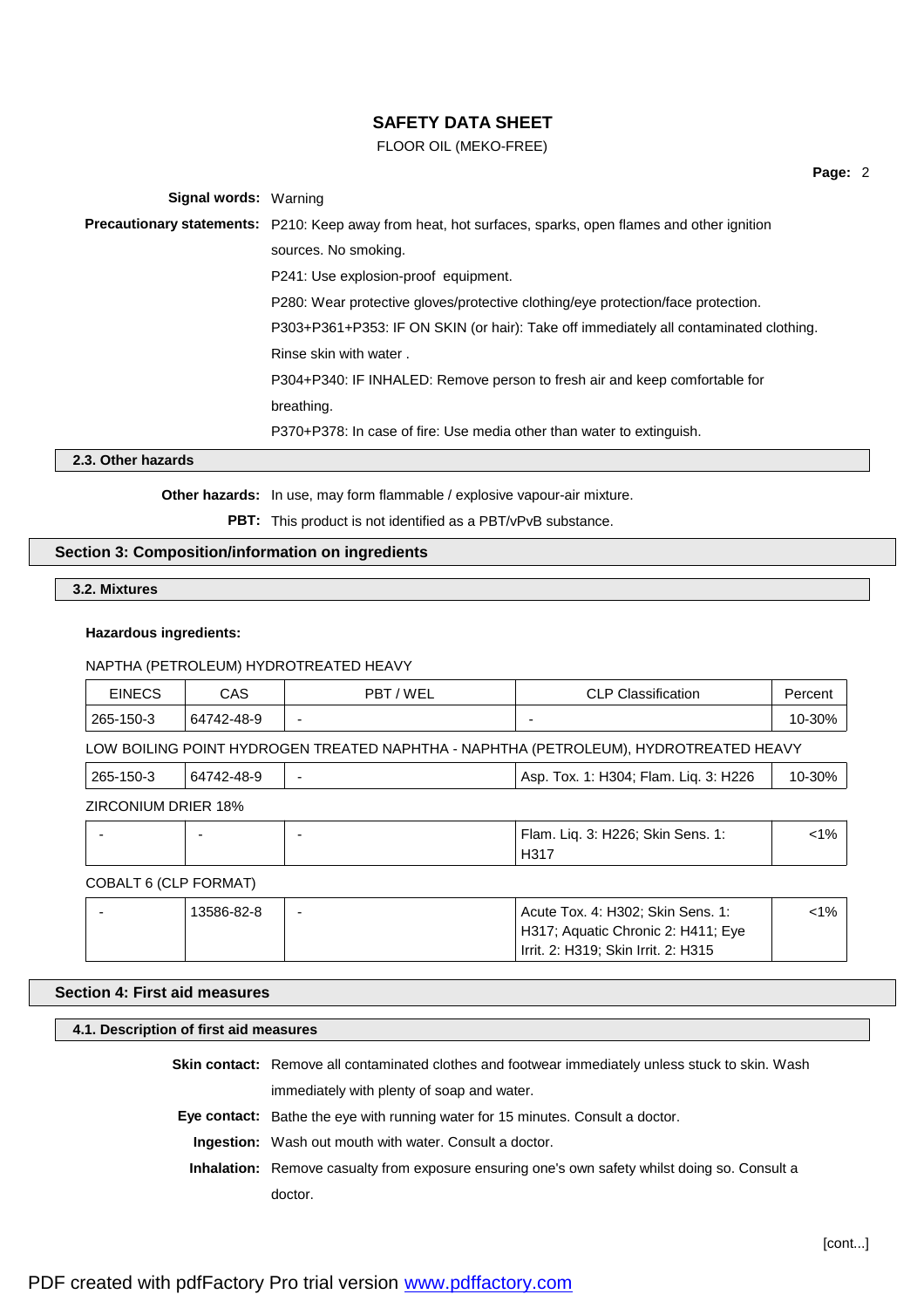**Signal words:** Warning

**Precautionary statements:** P210: Keep away from heat, hot surfaces, sparks, open flames and other ignition sources. No smoking.

P241: Use explosion-proof equipment.

P280: Wear protective gloves/protective clothing/eye protection/face protection.

P303+P361+P353: IF ON SKIN (or hair): Take off immediately all contaminated clothing. Rinse skin with water .

P304+P340: IF INHALED: Remove person to fresh air and keep comfortable for breathing.

P370+P378: In case of fire: Use media other than water to extinguish.

### 2.3. Other hazards

**Other hazards:** In use, may form flammable / explosive vapour-air mixture.

**PBT:** This product is not identified as a PBT/vPvB substance.

## Section 3: Composition/information on ingredients

### 3.2. Mixtures

**Hazardous ingredients:**

NAPTHA (PETROLEUM) HYDROTREATED HEAVY

| EINECS | CAS | PBT / WEL | CLP Classification | Percent |
|---|---|---|---|---|
| 265-150-3 | 64742-48-9 | - | - | 10-30% |

LOW BOILING POINT HYDROGEN TREATED NAPHTHA - NAPHTHA (PETROLEUM), HYDROTREATED HEAVY

| EINECS | CAS | PBT / WEL | CLP Classification | Percent |
|---|---|---|---|---|
| 265-150-3 | 64742-48-9 | - | Asp. Tox. 1: H304; Flam. Liq. 3: H226 | 10-30% |

ZIRCONIUM DRIER 18%

| EINECS | CAS | PBT / WEL | CLP Classification | Percent |
|---|---|---|---|---|
| - | - | - | Flam. Liq. 3: H226; Skin Sens. 1: H317 | <1% |

COBALT 6 (CLP FORMAT)

| EINECS | CAS | PBT / WEL | CLP Classification | Percent |
|---|---|---|---|---|
| - | 13586-82-8 | - | Acute Tox. 4: H302; Skin Sens. 1: H317; Aquatic Chronic 2: H411; Eye Irrit. 2: H319; Skin Irrit. 2: H315 | <1% |

## Section 4: First aid measures

### 4.1. Description of first aid measures

**Skin contact:** Remove all contaminated clothes and footwear immediately unless stuck to skin. Wash immediately with plenty of soap and water.

**Eye contact:** Bathe the eye with running water for 15 minutes. Consult a doctor.

**Ingestion:** Wash out mouth with water. Consult a doctor.

**Inhalation:** Remove casualty from exposure ensuring one's own safety whilst doing so. Consult a doctor.

[cont...]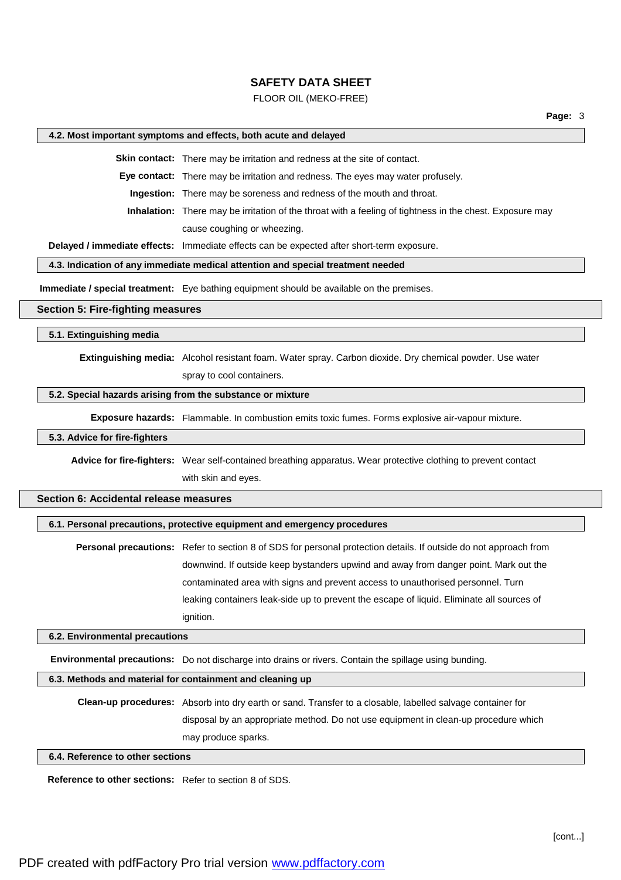#### 4.2. Most important symptoms and effects, both acute and delayed

**Skin contact:** There may be irritation and redness at the site of contact.

**Eye contact:** There may be irritation and redness. The eyes may water profusely.

**Ingestion:** There may be soreness and redness of the mouth and throat.

**Inhalation:** There may be irritation of the throat with a feeling of tightness in the chest. Exposure may cause coughing or wheezing.

**Delayed / immediate effects:** Immediate effects can be expected after short-term exposure.

#### 4.3. Indication of any immediate medical attention and special treatment needed

**Immediate / special treatment:** Eye bathing equipment should be available on the premises.

### Section 5: Fire-fighting measures

#### 5.1. Extinguishing media

**Extinguishing media:** Alcohol resistant foam. Water spray. Carbon dioxide. Dry chemical powder. Use water spray to cool containers.

#### 5.2. Special hazards arising from the substance or mixture

**Exposure hazards:** Flammable. In combustion emits toxic fumes. Forms explosive air-vapour mixture.

#### 5.3. Advice for fire-fighters

**Advice for fire-fighters:** Wear self-contained breathing apparatus. Wear protective clothing to prevent contact with skin and eyes.

### Section 6: Accidental release measures

#### 6.1. Personal precautions, protective equipment and emergency procedures

**Personal precautions:** Refer to section 8 of SDS for personal protection details. If outside do not approach from downwind. If outside keep bystanders upwind and away from danger point. Mark out the contaminated area with signs and prevent access to unauthorised personnel. Turn leaking containers leak-side up to prevent the escape of liquid. Eliminate all sources of ignition.

#### 6.2. Environmental precautions

**Environmental precautions:** Do not discharge into drains or rivers. Contain the spillage using bunding.

#### 6.3. Methods and material for containment and cleaning up

**Clean-up procedures:** Absorb into dry earth or sand. Transfer to a closable, labelled salvage container for disposal by an appropriate method. Do not use equipment in clean-up procedure which may produce sparks.

#### 6.4. Reference to other sections

**Reference to other sections:** Refer to section 8 of SDS.

[cont...]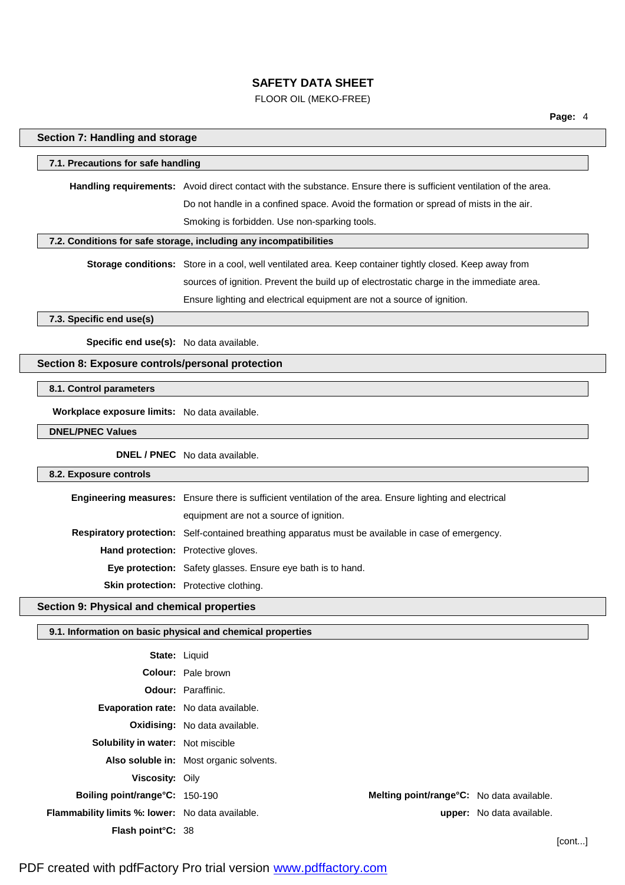## Section 7: Handling and storage

### 7.1. Precautions for safe handling

**Handling requirements:** Avoid direct contact with the substance. Ensure there is sufficient ventilation of the area. Do not handle in a confined space. Avoid the formation or spread of mists in the air. Smoking is forbidden. Use non-sparking tools.

### 7.2. Conditions for safe storage, including any incompatibilities

**Storage conditions:** Store in a cool, well ventilated area. Keep container tightly closed. Keep away from sources of ignition. Prevent the build up of electrostatic charge in the immediate area. Ensure lighting and electrical equipment are not a source of ignition.

### 7.3. Specific end use(s)

**Specific end use(s):** No data available.

## Section 8: Exposure controls/personal protection

### 8.1. Control parameters

**Workplace exposure limits:** No data available.

### DNEL/PNEC Values

**DNEL / PNEC** No data available.

### 8.2. Exposure controls

**Engineering measures:** Ensure there is sufficient ventilation of the area. Ensure lighting and electrical equipment are not a source of ignition.

**Respiratory protection:** Self-contained breathing apparatus must be available in case of emergency.

**Hand protection:** Protective gloves.

**Eye protection:** Safety glasses. Ensure eye bath is to hand.

**Skin protection:** Protective clothing.

## Section 9: Physical and chemical properties

### 9.1. Information on basic physical and chemical properties

**State:** Liquid

**Colour:** Pale brown

**Odour:** Paraffinic.

**Evaporation rate:** No data available.

**Oxidising:** No data available.

**Solubility in water:** Not miscible

**Also soluble in:** Most organic solvents.

**Viscosity:** Oily

**Boiling point/range°C:** 150-190 **Melting point/range°C:** No data available.

**Flammability limits %: lower:** No data available. **upper:** No data available.

**Flash point°C:** 38

[cont...]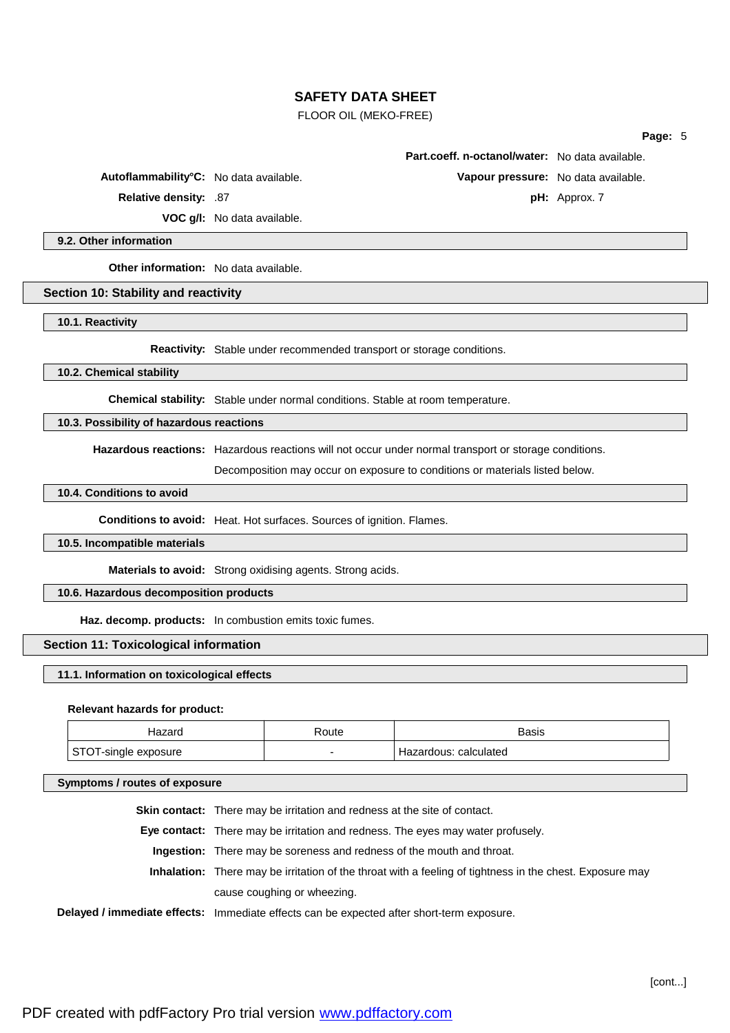**Part.coeff. n-octanol/water:** No data available.

**Autoflammability°C:** No data available.

**Vapour pressure:** No data available.

**Relative density:** .87

**pH:** Approx. 7

**VOC g/l:** No data available.

### 9.2. Other information

**Other information:** No data available.

## Section 10: Stability and reactivity

### 10.1. Reactivity

**Reactivity:** Stable under recommended transport or storage conditions.

### 10.2. Chemical stability

**Chemical stability:** Stable under normal conditions. Stable at room temperature.

### 10.3. Possibility of hazardous reactions

**Hazardous reactions:** Hazardous reactions will not occur under normal transport or storage conditions.

Decomposition may occur on exposure to conditions or materials listed below.

### 10.4. Conditions to avoid

**Conditions to avoid:** Heat. Hot surfaces. Sources of ignition. Flames.

### 10.5. Incompatible materials

**Materials to avoid:** Strong oxidising agents. Strong acids.

### 10.6. Hazardous decomposition products

**Haz. decomp. products:** In combustion emits toxic fumes.

## Section 11: Toxicological information

### 11.1. Information on toxicological effects

**Relevant hazards for product:**

| Hazard | Route | Basis |
|---|---|---|
| STOT-single exposure | - | Hazardous: calculated |

### Symptoms / routes of exposure

**Skin contact:** There may be irritation and redness at the site of contact.

**Eye contact:** There may be irritation and redness. The eyes may water profusely.

**Ingestion:** There may be soreness and redness of the mouth and throat.

**Inhalation:** There may be irritation of the throat with a feeling of tightness in the chest. Exposure may cause coughing or wheezing.

**Delayed / immediate effects:** Immediate effects can be expected after short-term exposure.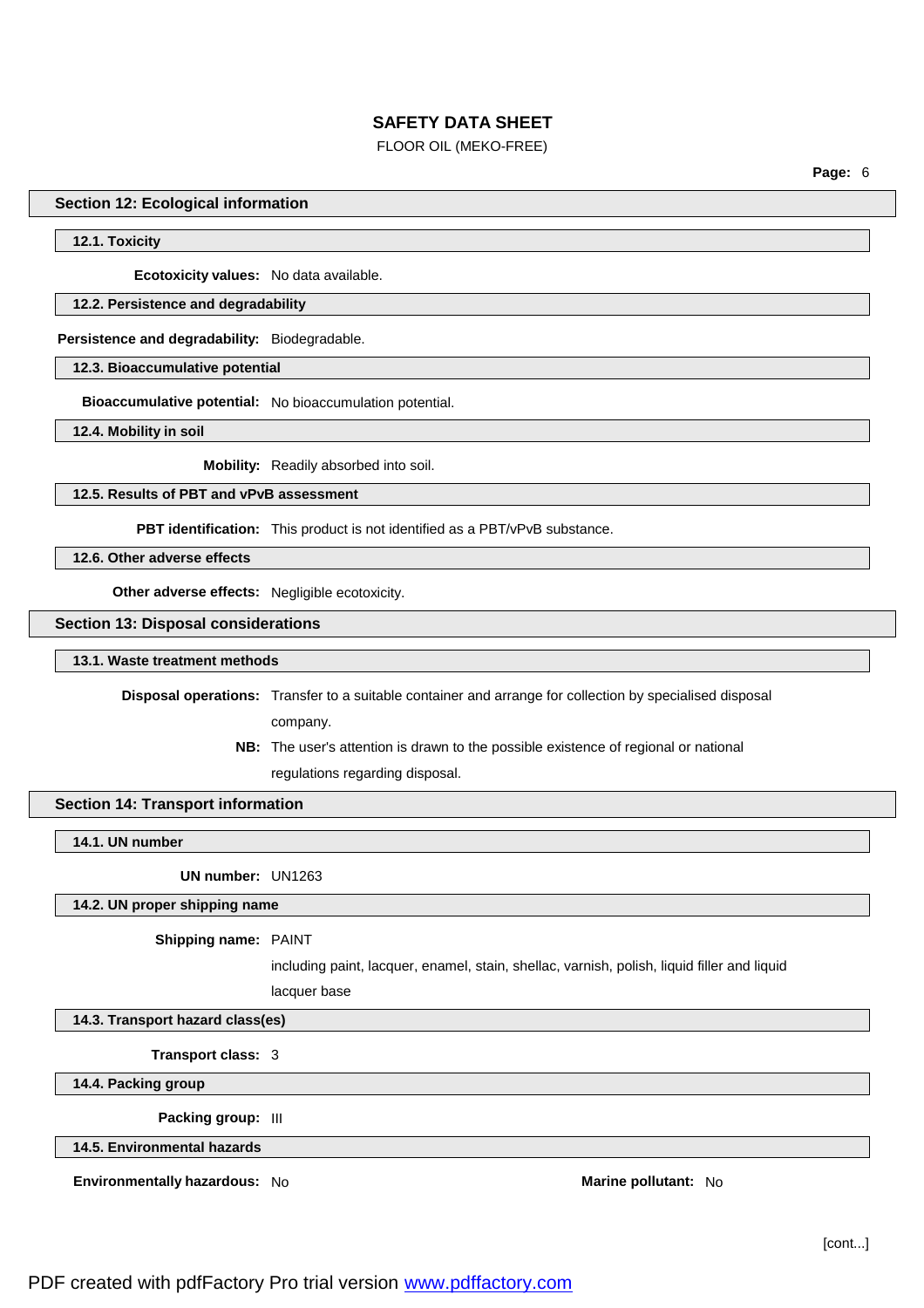## Section 12: Ecological information

### 12.1. Toxicity

**Ecotoxicity values:** No data available.

### 12.2. Persistence and degradability

**Persistence and degradability:** Biodegradable.

### 12.3. Bioaccumulative potential

**Bioaccumulative potential:** No bioaccumulation potential.

### 12.4. Mobility in soil

**Mobility:** Readily absorbed into soil.

### 12.5. Results of PBT and vPvB assessment

**PBT identification:** This product is not identified as a PBT/vPvB substance.

### 12.6. Other adverse effects

**Other adverse effects:** Negligible ecotoxicity.

## Section 13: Disposal considerations

### 13.1. Waste treatment methods

**Disposal operations:** Transfer to a suitable container and arrange for collection by specialised disposal company.

**NB:** The user's attention is drawn to the possible existence of regional or national regulations regarding disposal.

## Section 14: Transport information

### 14.1. UN number

**UN number:** UN1263

### 14.2. UN proper shipping name

**Shipping name:** PAINT

including paint, lacquer, enamel, stain, shellac, varnish, polish, liquid filler and liquid lacquer base

### 14.3. Transport hazard class(es)

**Transport class:** 3

### 14.4. Packing group

**Packing group:** III

### 14.5. Environmental hazards

**Environmentally hazardous:** No

**Marine pollutant:** No

[cont...]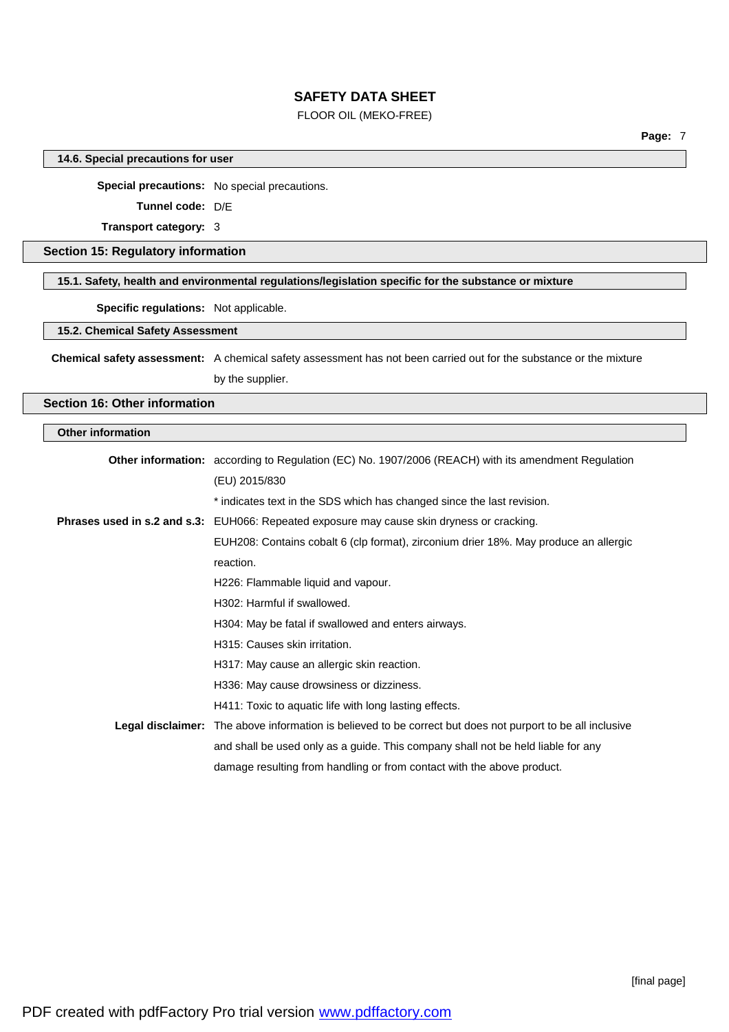#### 14.6. Special precautions for user

**Special precautions:** No special precautions.

**Tunnel code:** D/E

**Transport category:** 3

## Section 15: Regulatory information

#### 15.1. Safety, health and environmental regulations/legislation specific for the substance or mixture

**Specific regulations:** Not applicable.

#### 15.2. Chemical Safety Assessment

**Chemical safety assessment:** A chemical safety assessment has not been carried out for the substance or the mixture by the supplier.

## Section 16: Other information

#### Other information

**Other information:** according to Regulation (EC) No. 1907/2006 (REACH) with its amendment Regulation (EU) 2015/830

* indicates text in the SDS which has changed since the last revision.

**Phrases used in s.2 and s.3:** EUH066: Repeated exposure may cause skin dryness or cracking.

EUH208: Contains cobalt 6 (clp format), zirconium drier 18%. May produce an allergic reaction.

H226: Flammable liquid and vapour.

H302: Harmful if swallowed.

H304: May be fatal if swallowed and enters airways.

H315: Causes skin irritation.

H317: May cause an allergic skin reaction.

H336: May cause drowsiness or dizziness.

H411: Toxic to aquatic life with long lasting effects.

**Legal disclaimer:** The above information is believed to be correct but does not purport to be all inclusive and shall be used only as a guide. This company shall not be held liable for any damage resulting from handling or from contact with the above product.

[final page]